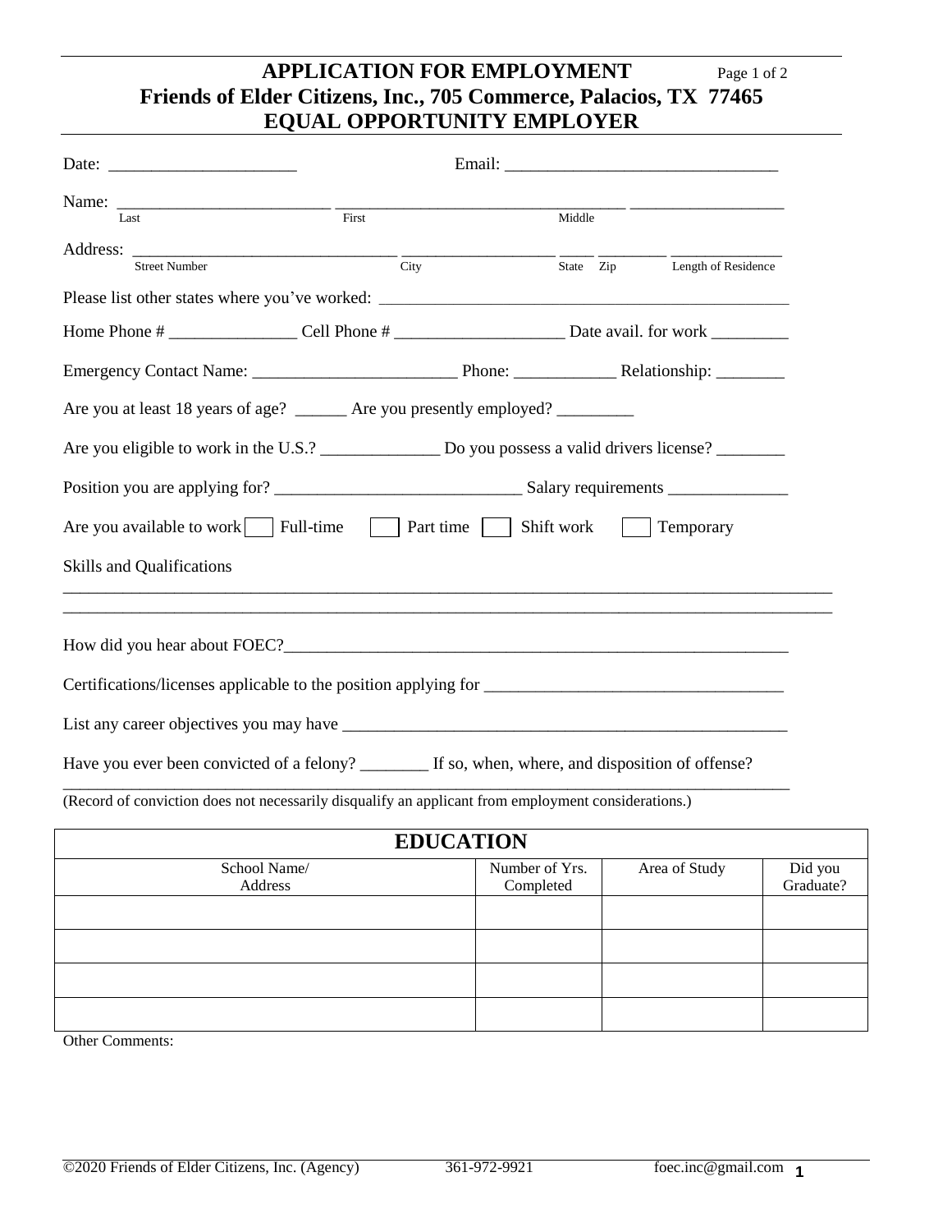# APPLICATION FOR EMPLOYMENT

**Friends of Elder Citizens, Inc., 705 Commerce, Palacios, TX 77465**

**EQUAL OPPORTUNITY EMPLOYER**

Date: ______________________ Email: _______________________________

Name: _________________________ _________________________________ __________________
Last First Middle

Address: ______________________________ __________________ ____ ________ _____________
Street Number City State Zip Length of Residence

Please list other states where you've worked: ______________________________________________

Home Phone # _______________ Cell Phone # ___________________ Date avail. for work _________

Emergency Contact Name: _______________________ Phone: ____________ Relationship: ________

Are you at least 18 years of age? ______ Are you presently employed? _________

Are you eligible to work in the U.S.? ______________ Do you possess a valid drivers license? ________

Position you are applying for? ____________________________ Salary requirements ______________

Are you available to work ☐ Full-time ☐ Part time ☐ Shift work ☐ Temporary

Skills and Qualifications

_____________________________________________________________________________________

_____________________________________________________________________________________

How did you hear about FOEC?_____________________________________________________________

Certifications/licenses applicable to the position applying for __________________________________

List any career objectives you may have ___________________________________________________

Have you ever been convicted of a felony? ________ If so, when, where, and disposition of offense?

_____________________________________________________________________________________

(Record of conviction does not necessarily disqualify an applicant from employment considerations.)

## EDUCATION

| School Name/ Address | Number of Yrs. Completed | Area of Study | Did you Graduate? |
|---|---|---|---|
| | | | |
| | | | |
| | | | |
| | | | |

Other Comments:

©2020 Friends of Elder Citizens, Inc. (Agency) 361-972-9921 foec.inc@gmail.com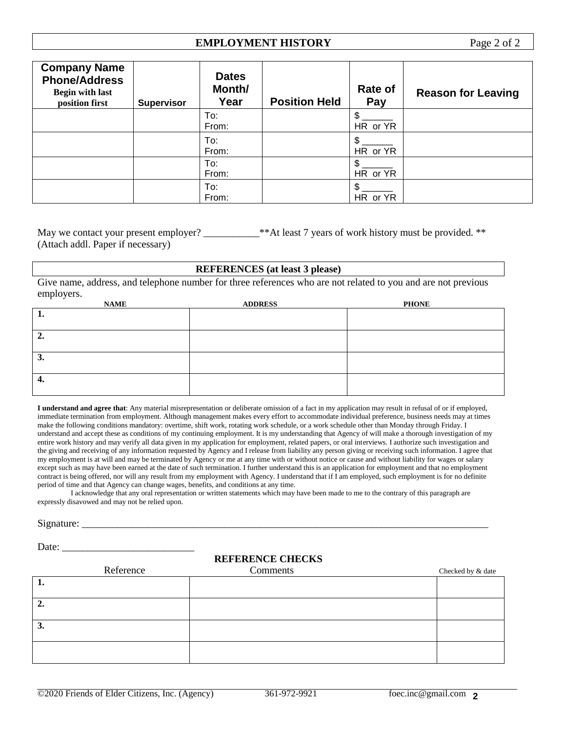## EMPLOYMENT HISTORY

| Company Name Phone/Address **Begin with last position first** | Supervisor | Dates Month/ Year | Position Held | Rate of Pay | Reason for Leaving |
|---|---|---|---|---|---|
| | | To: From: | | $ ______ HR or YR | |
| | | To: From: | | $ ______ HR or YR | |
| | | To: From: | | $ ______ HR or YR | |
| | | To: From: | | $ ______ HR or YR | |

May we contact your present employer? ___________**At least 7 years of work history must be provided. **
(Attach addl. Paper if necessary)

## REFERENCES (at least 3 please)

Give name, address, and telephone number for three references who are not related to you and are not previous employers.

| NAME | ADDRESS | PHONE |
|---|---|---|
| 1. | | |
| 2. | | |
| 3. | | |
| 4. | | |

**I understand and agree that**: Any material misrepresentation or deliberate omission of a fact in my application may result in refusal of or if employed, immediate termination from employment. Although management makes every effort to accommodate individual preference, business needs may at times make the following conditions mandatory: overtime, shift work, rotating work schedule, or a work schedule other than Monday through Friday. I understand and accept these as conditions of my continuing employment. It is my understanding that Agency of will make a thorough investigation of my entire work history and may verify all data given in my application for employment, related papers, or oral interviews. I authorize such investigation and the giving and receiving of any information requested by Agency and I release from liability any person giving or receiving such information. I agree that my employment is at will and may be terminated by Agency or me at any time with or without notice or cause and without liability for wages or salary except such as may have been earned at the date of such termination. I further understand this is an application for employment and that no employment contract is being offered, nor will any result from my employment with Agency. I understand that if I am employed, such employment is for no definite period of time and that Agency can change wages, benefits, and conditions at any time.

I acknowledge that any oral representation or written statements which may have been made to me to the contrary of this paragraph are expressly disavowed and may not be relied upon.

Signature: ___________________________________________________________________________

Date: __________________________

## REFERENCE CHECKS

| Reference | Comments | Checked by & date |
|---|---|---|
| 1. | | |
| 2. | | |
| 3. | | |
| | | |

©2020 Friends of Elder Citizens, Inc. (Agency) 361-972-9921 foec.inc@gmail.com